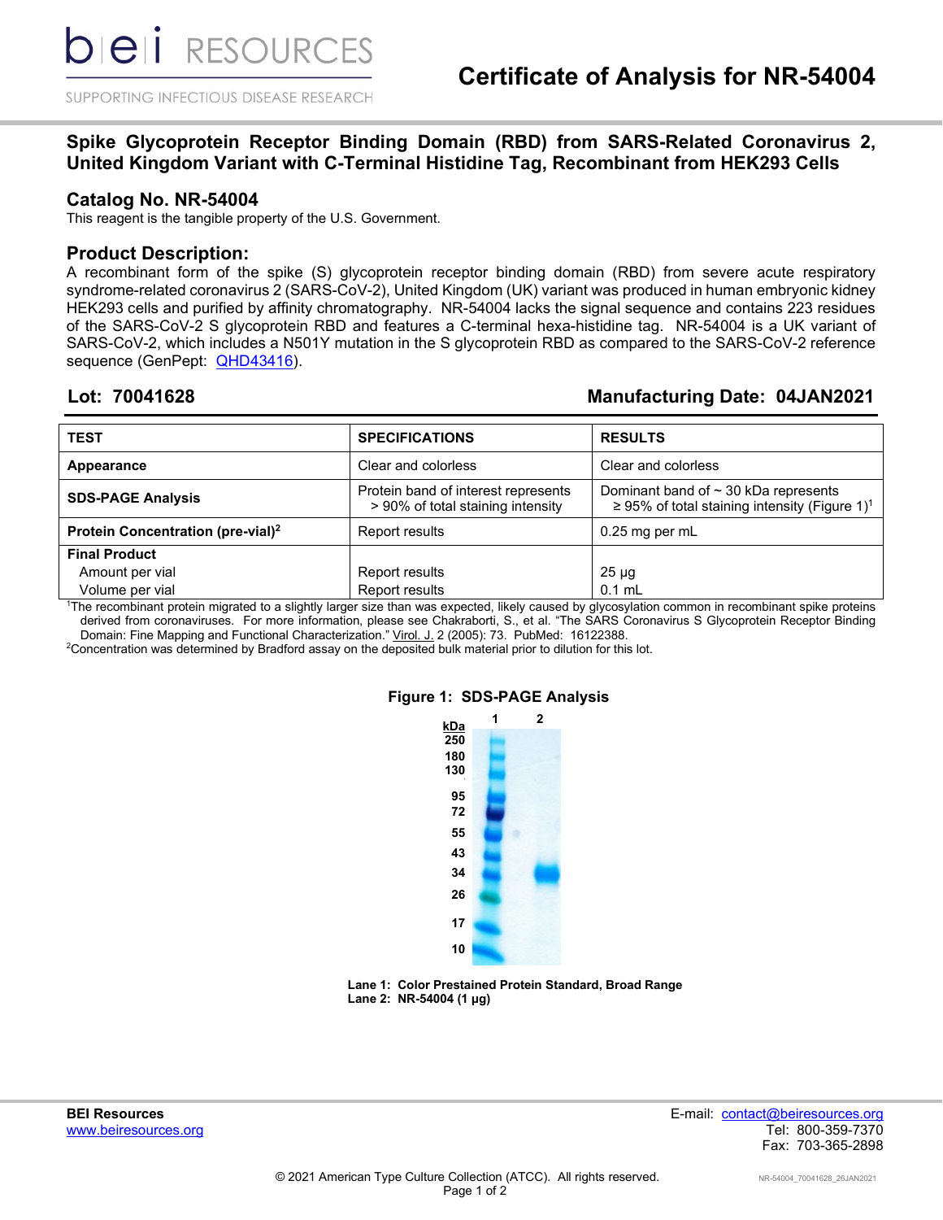# Certificate of Analysis for NR-54004

## Spike Glycoprotein Receptor Binding Domain (RBD) from SARS-Related Coronavirus 2, United Kingdom Variant with C-Terminal Histidine Tag, Recombinant from HEK293 Cells

## Catalog No. NR-54004

This reagent is the tangible property of the U.S. Government.

## Product Description:

A recombinant form of the spike (S) glycoprotein receptor binding domain (RBD) from severe acute respiratory syndrome-related coronavirus 2 (SARS-CoV-2), United Kingdom (UK) variant was produced in human embryonic kidney HEK293 cells and purified by affinity chromatography. NR-54004 lacks the signal sequence and contains 223 residues of the SARS-CoV-2 S glycoprotein RBD and features a C-terminal hexa-histidine tag. NR-54004 is a UK variant of SARS-CoV-2, which includes a N501Y mutation in the S glycoprotein RBD as compared to the SARS-CoV-2 reference sequence (GenPept: QHD43416).

**Lot: 70041628** **Manufacturing Date: 04JAN2021**

| TEST | SPECIFICATIONS | RESULTS |
|---|---|---|
| **Appearance** | Clear and colorless | Clear and colorless |
| **SDS-PAGE Analysis** | Protein band of interest represents > 90% of total staining intensity | Dominant band of ~ 30 kDa represents ≥ 95% of total staining intensity (Figure 1)[1] |
| **Protein Concentration (pre-vial)[2]** | Report results | 0.25 mg per mL |
| **Final Product** | | |
| Amount per vial | Report results | 25 µg |
| Volume per vial | Report results | 0.1 mL |

[1]The recombinant protein migrated to a slightly larger size than was expected, likely caused by glycosylation common in recombinant spike proteins derived from coronaviruses. For more information, please see Chakraborti, S., et al. "The SARS Coronavirus S Glycoprotein Receptor Binding Domain: Fine Mapping and Functional Characterization." Virol. J. 2 (2005): 73. PubMed: 16122388.

[2]Concentration was determined by Bradford assay on the deposited bulk material prior to dilution for this lot.

**Figure 1: SDS-PAGE Analysis**

**Lane 1: Color Prestained Protein Standard, Broad Range**
**Lane 2: NR-54004 (1 µg)**

**BEI Resources**
www.beiresources.org

E-mail: contact@beiresources.org
Tel: 800-359-7370
Fax: 703-365-2898

© 2021 American Type Culture Collection (ATCC). All rights reserved.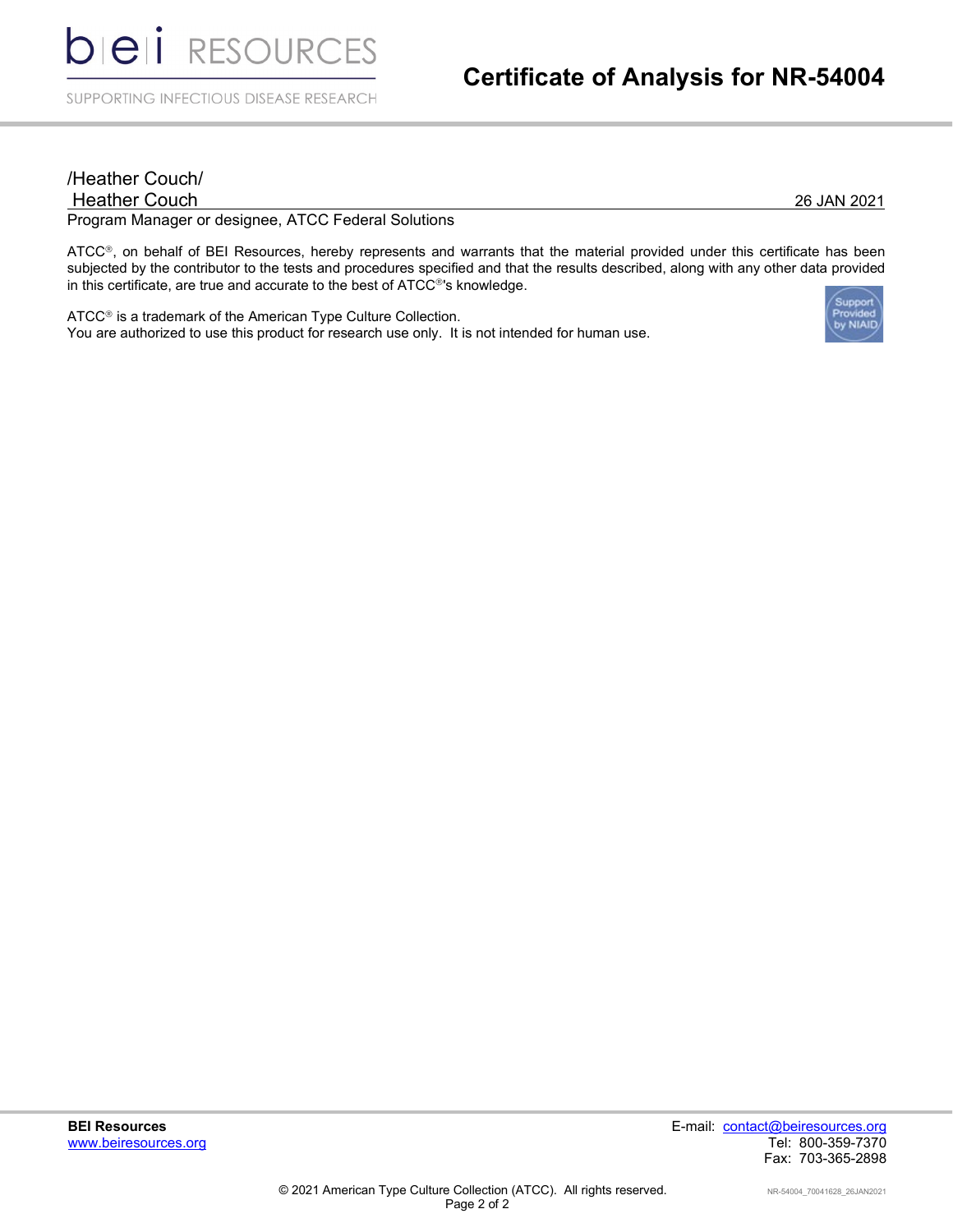/Heather Couch/
Heather Couch 26 JAN 2021

Program Manager or designee, ATCC Federal Solutions

ATCC®, on behalf of BEI Resources, hereby represents and warrants that the material provided under this certificate has been subjected by the contributor to the tests and procedures specified and that the results described, along with any other data provided in this certificate, are true and accurate to the best of ATCC®'s knowledge.

ATCC® is a trademark of the American Type Culture Collection.
You are authorized to use this product for research use only. It is not intended for human use.

**BEI Resources**
www.beiresources.org

E-mail: contact@beiresources.org
Tel: 800-359-7370
Fax: 703-365-2898

© 2021 American Type Culture Collection (ATCC). All rights reserved.

NR-54004_70041628_26JAN2021